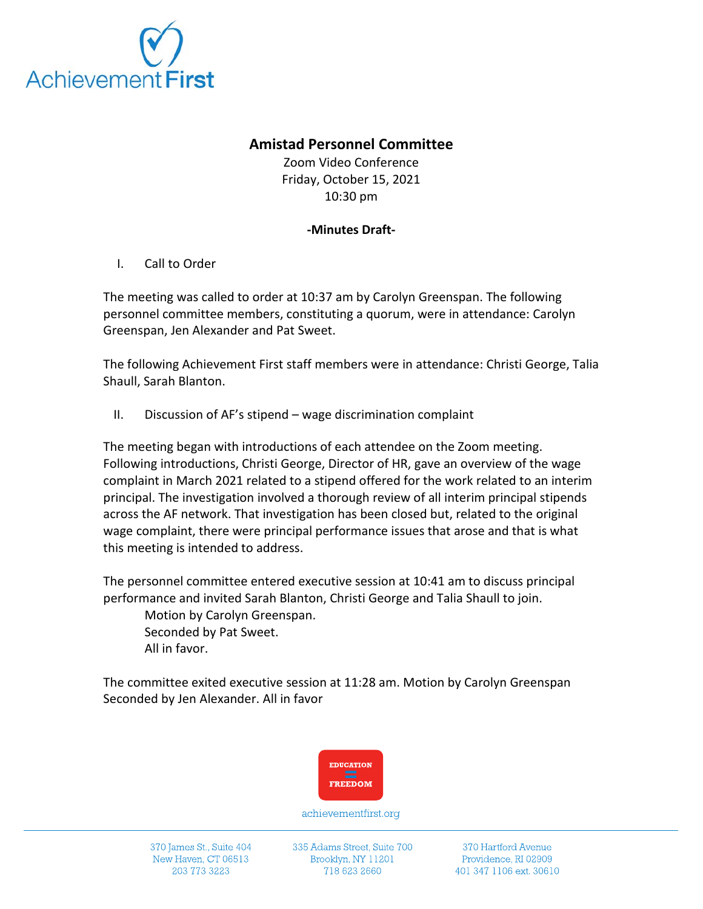## Amistad Personnel Committee

Zoom Video Conference
Friday, October 15, 2021
10:30 pm

**-Minutes Draft-**

I. Call to Order

The meeting was called to order at 10:37 am by Carolyn Greenspan. The following personnel committee members, constituting a quorum, were in attendance: Carolyn Greenspan, Jen Alexander and Pat Sweet.

The following Achievement First staff members were in attendance: Christi George, Talia Shaull, Sarah Blanton.

II. Discussion of AF's stipend – wage discrimination complaint

The meeting began with introductions of each attendee on the Zoom meeting. Following introductions, Christi George, Director of HR, gave an overview of the wage complaint in March 2021 related to a stipend offered for the work related to an interim principal. The investigation involved a thorough review of all interim principal stipends across the AF network. That investigation has been closed but, related to the original wage complaint, there were principal performance issues that arose and that is what this meeting is intended to address.

The personnel committee entered executive session at 10:41 am to discuss principal performance and invited Sarah Blanton, Christi George and Talia Shaull to join.

Motion by Carolyn Greenspan.
Seconded by Pat Sweet.
All in favor.

The committee exited executive session at 11:28 am. Motion by Carolyn Greenspan Seconded by Jen Alexander. All in favor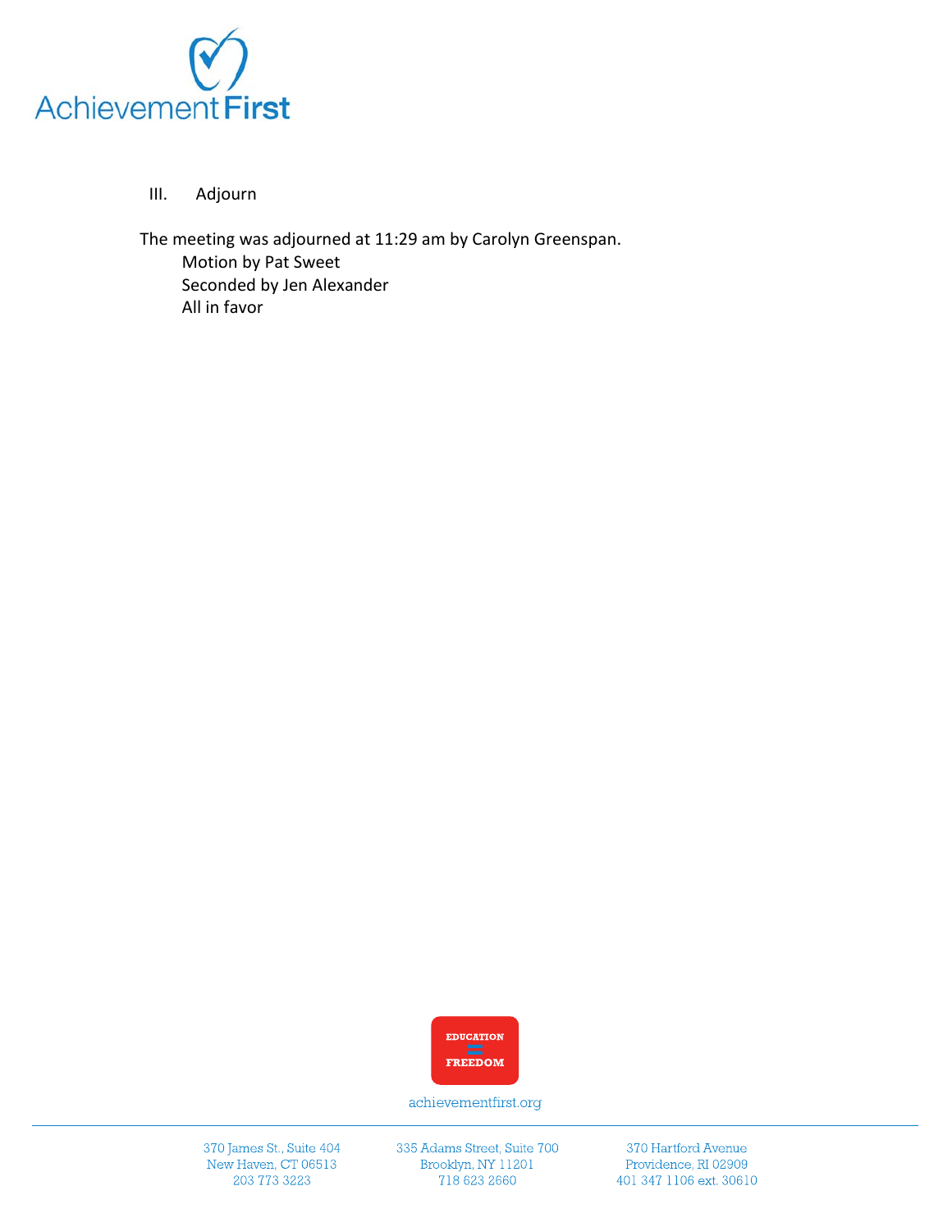III. Adjourn

The meeting was adjourned at 11:29 am by Carolyn Greenspan.

- Motion by Pat Sweet
- Seconded by Jen Alexander
- All in favor